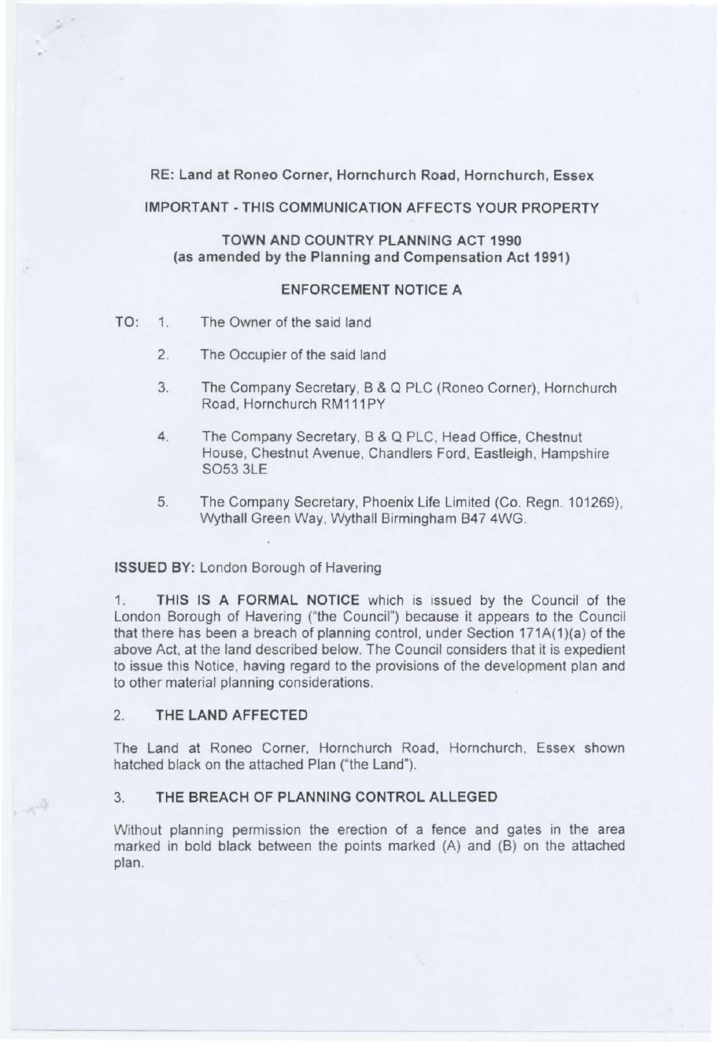RE: Land at Roneo Corner, Hornchurch Road, Hornchurch, Essex

IMPORTANT - THIS COMMUNICATION AFFECTS YOUR PROPERTY

TOWN AND COUNTRY PLANNING ACT 1990
(as amended by the Planning and Compensation Act 1991)

## ENFORCEMENT NOTICE A

TO:
1. The Owner of the said land
2. The Occupier of the said land
3. The Company Secretary, B & Q PLC (Roneo Corner), Hornchurch Road, Hornchurch RM111PY
4. The Company Secretary, B & Q PLC, Head Office, Chestnut House, Chestnut Avenue, Chandlers Ford, Eastleigh, Hampshire SO53 3LE
5. The Company Secretary, Phoenix Life Limited (Co. Regn. 101269), Wythall Green Way, Wythall Birmingham B47 4WG.

**ISSUED BY:** London Borough of Havering

1. **THIS IS A FORMAL NOTICE** which is issued by the Council of the London Borough of Havering ("the Council") because it appears to the Council that there has been a breach of planning control, under Section 171A(1)(a) of the above Act, at the land described below. The Council considers that it is expedient to issue this Notice, having regard to the provisions of the development plan and to other material planning considerations.

## 2. THE LAND AFFECTED

The Land at Roneo Corner, Hornchurch Road, Hornchurch, Essex shown hatched black on the attached Plan ("the Land").

## 3. THE BREACH OF PLANNING CONTROL ALLEGED

Without planning permission the erection of a fence and gates in the area marked in bold black between the points marked (A) and (B) on the attached plan.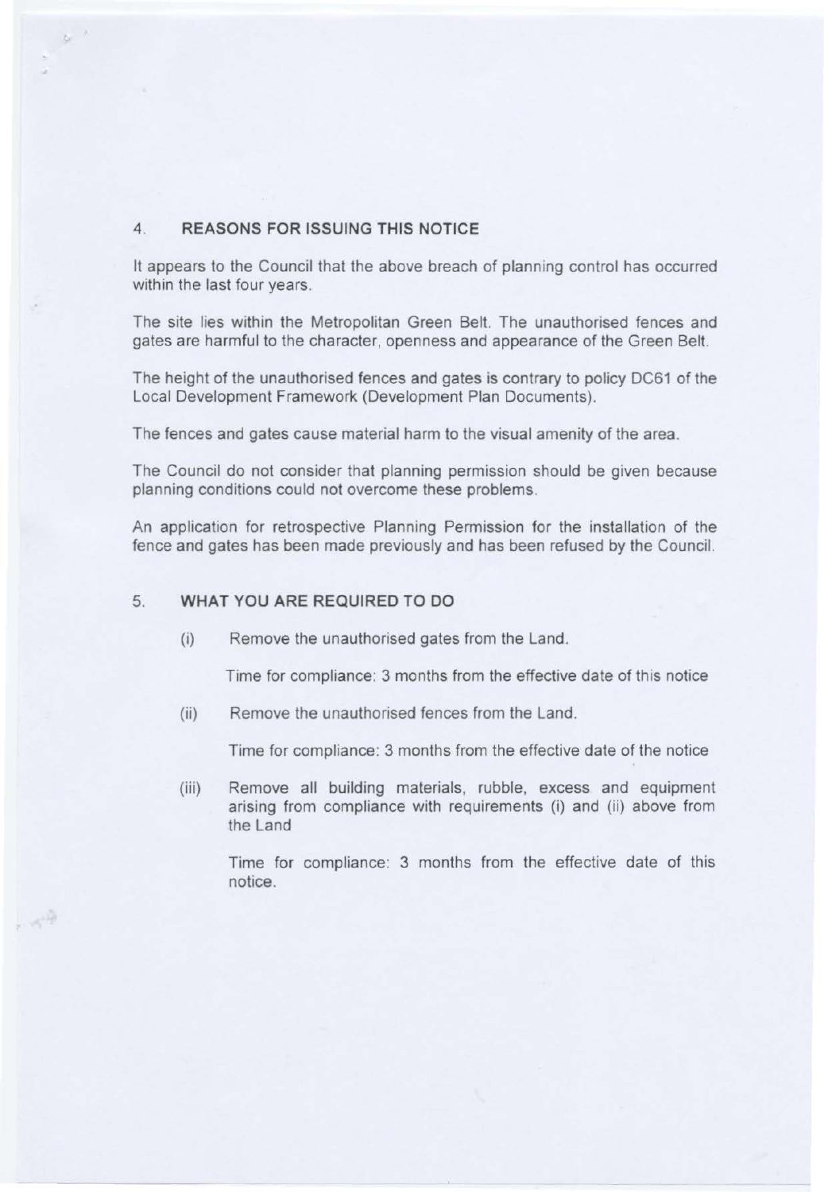## 4. REASONS FOR ISSUING THIS NOTICE

It appears to the Council that the above breach of planning control has occurred within the last four years.

The site lies within the Metropolitan Green Belt. The unauthorised fences and gates are harmful to the character, openness and appearance of the Green Belt.

The height of the unauthorised fences and gates is contrary to policy DC61 of the Local Development Framework (Development Plan Documents).

The fences and gates cause material harm to the visual amenity of the area.

The Council do not consider that planning permission should be given because planning conditions could not overcome these problems.

An application for retrospective Planning Permission for the installation of the fence and gates has been made previously and has been refused by the Council.

## 5. WHAT YOU ARE REQUIRED TO DO

(i) Remove the unauthorised gates from the Land.

Time for compliance: 3 months from the effective date of this notice

(ii) Remove the unauthorised fences from the Land.

Time for compliance: 3 months from the effective date of the notice

(iii) Remove all building materials, rubble, excess and equipment arising from compliance with requirements (i) and (ii) above from the Land

Time for compliance: 3 months from the effective date of this notice.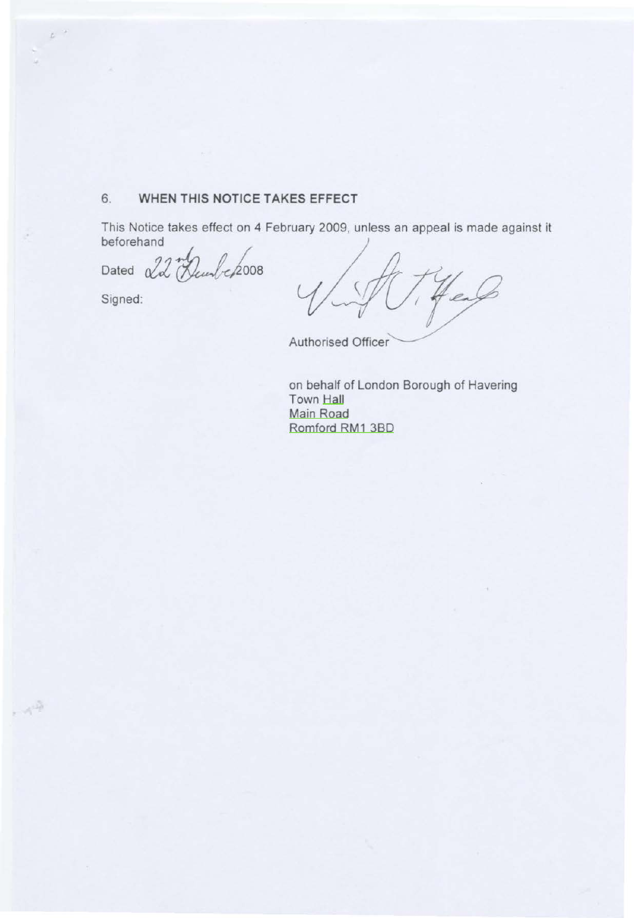## 6. WHEN THIS NOTICE TAKES EFFECT

This Notice takes effect on 4 February 2009, unless an appeal is made against it beforehand

Dated 22nd December 2008

Signed:

Authorised Officer

on behalf of London Borough of Havering
Town Hall
Main Road
Romford RM1 3BD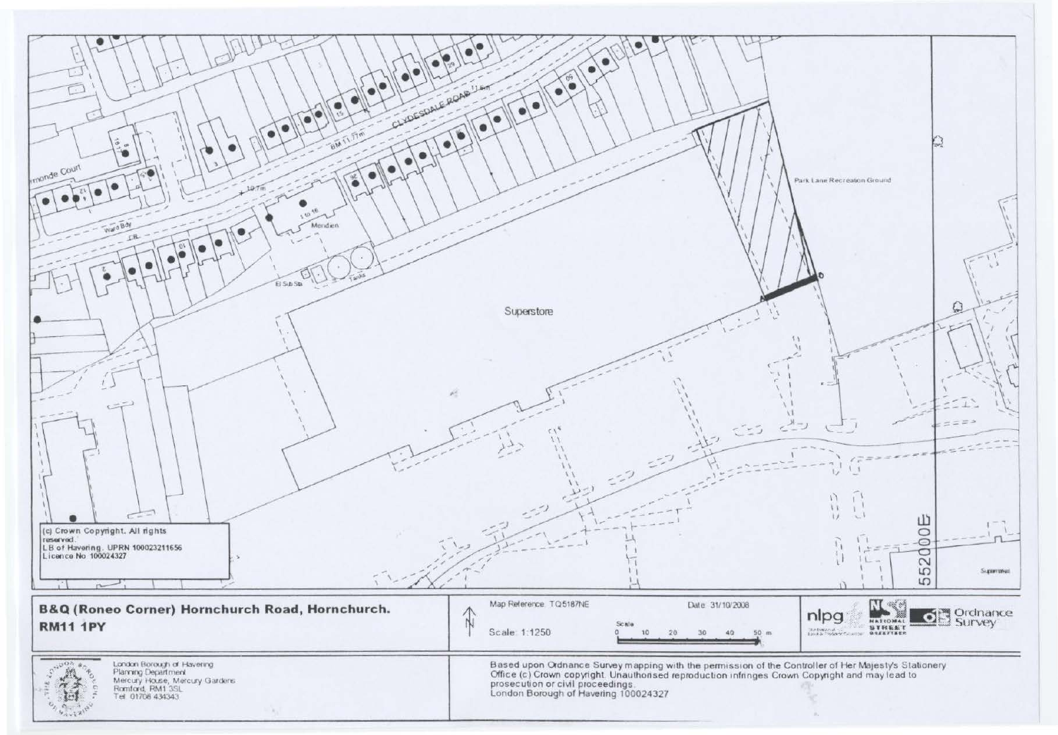Superstore

Park Lane Recreation Ground

CLYDESDALE ROAD

Ormonde Court

Meriden

El Sub Sta

Tanks

(c) Crown Copyright. All rights reserved.
LB of Havering. UPRN 100023211656
Licence No 100024327

552000E

**B&Q (Roneo Corner) Hornchurch Road, Hornchurch. RM11 1PY**

Map Reference: TQ5187NE

Scale: 1:1250

Date: 31/10/2008

Scale 0 10 20 30 40 50 m

London Borough of Havering
Planning Department
Mercury House, Mercury Gardens
Romford, RM1 3SL
Tel: 01708 434343

Based upon Ordnance Survey mapping with the permission of the Controller of Her Majesty's Stationery Office (c) Crown copyright. Unauthorised reproduction infringes Crown Copyright and may lead to prosecution or civil proceedings.
London Borough of Havering 100024327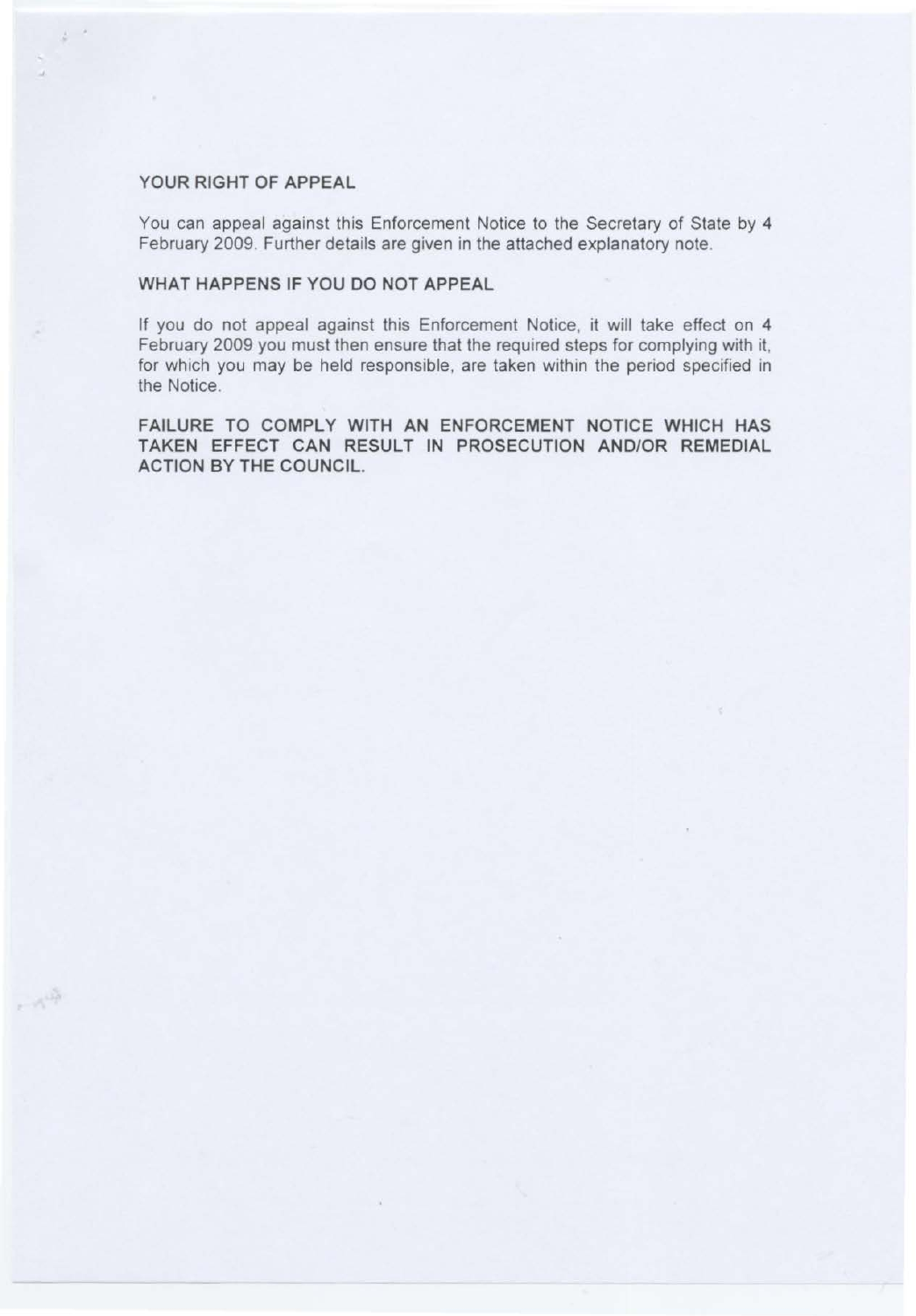## YOUR RIGHT OF APPEAL

You can appeal against this Enforcement Notice to the Secretary of State by 4 February 2009. Further details are given in the attached explanatory note.

## WHAT HAPPENS IF YOU DO NOT APPEAL

If you do not appeal against this Enforcement Notice, it will take effect on 4 February 2009 you must then ensure that the required steps for complying with it, for which you may be held responsible, are taken within the period specified in the Notice.

**FAILURE TO COMPLY WITH AN ENFORCEMENT NOTICE WHICH HAS TAKEN EFFECT CAN RESULT IN PROSECUTION AND/OR REMEDIAL ACTION BY THE COUNCIL.**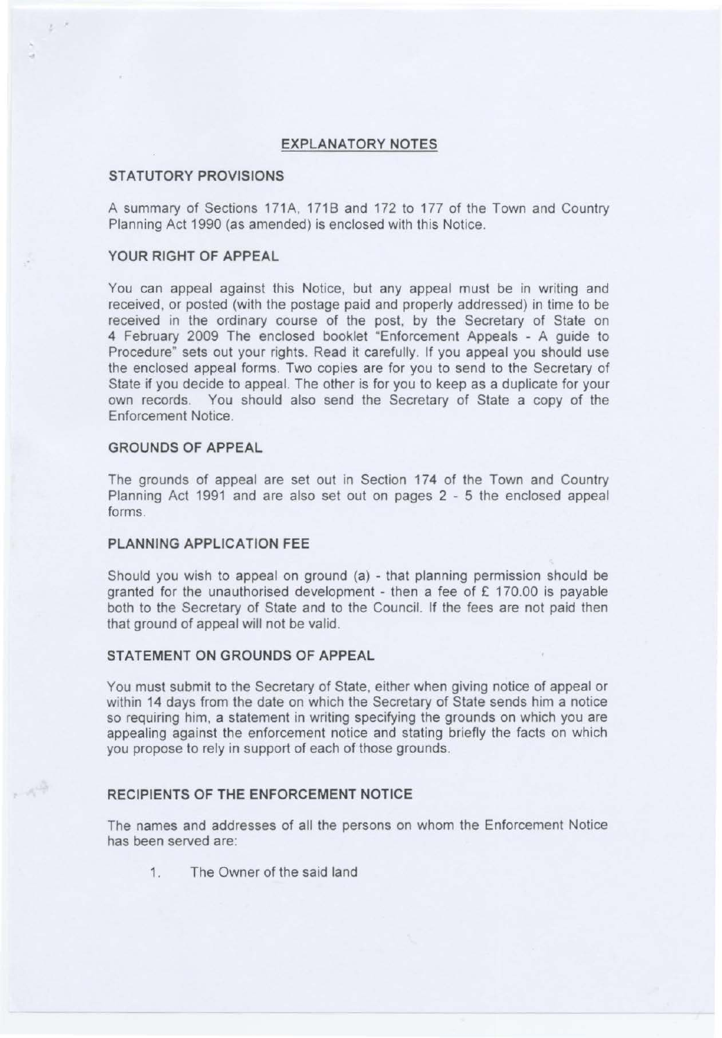## EXPLANATORY NOTES

### STATUTORY PROVISIONS

A summary of Sections 171A, 171B and 172 to 177 of the Town and Country Planning Act 1990 (as amended) is enclosed with this Notice.

### YOUR RIGHT OF APPEAL

You can appeal against this Notice, but any appeal must be in writing and received, or posted (with the postage paid and properly addressed) in time to be received in the ordinary course of the post, by the Secretary of State on 4 February 2009 The enclosed booklet "Enforcement Appeals - A guide to Procedure" sets out your rights. Read it carefully. If you appeal you should use the enclosed appeal forms. Two copies are for you to send to the Secretary of State if you decide to appeal. The other is for you to keep as a duplicate for your own records. You should also send the Secretary of State a copy of the Enforcement Notice.

### GROUNDS OF APPEAL

The grounds of appeal are set out in Section 174 of the Town and Country Planning Act 1991 and are also set out on pages 2 - 5 the enclosed appeal forms.

### PLANNING APPLICATION FEE

Should you wish to appeal on ground (a) - that planning permission should be granted for the unauthorised development - then a fee of £ 170.00 is payable both to the Secretary of State and to the Council. If the fees are not paid then that ground of appeal will not be valid.

### STATEMENT ON GROUNDS OF APPEAL

You must submit to the Secretary of State, either when giving notice of appeal or within 14 days from the date on which the Secretary of State sends him a notice so requiring him, a statement in writing specifying the grounds on which you are appealing against the enforcement notice and stating briefly the facts on which you propose to rely in support of each of those grounds.

### RECIPIENTS OF THE ENFORCEMENT NOTICE

The names and addresses of all the persons on whom the Enforcement Notice has been served are:

1. The Owner of the said land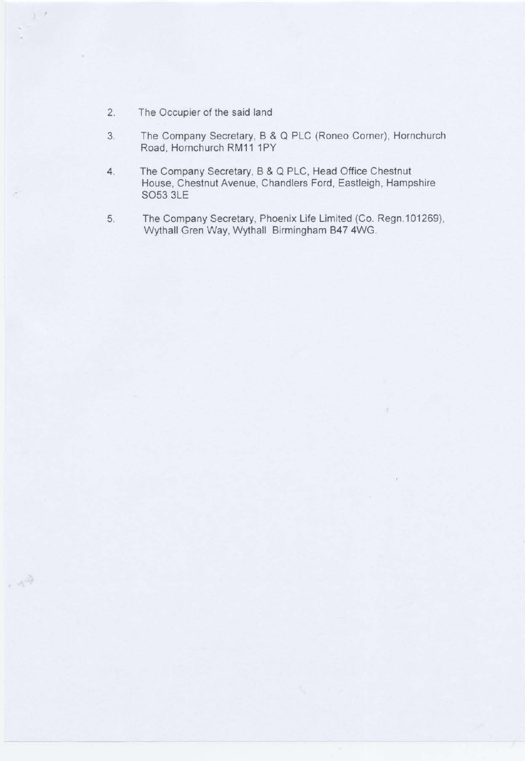2. The Occupier of the said land

3. The Company Secretary, B & Q PLC (Roneo Corner), Hornchurch Road, Hornchurch RM11 1PY

4. The Company Secretary, B & Q PLC, Head Office Chestnut House, Chestnut Avenue, Chandlers Ford, Eastleigh, Hampshire SO53 3LE

5. The Company Secretary, Phoenix Life Limited (Co. Regn.101269), Wythall Gren Way, Wythall Birmingham B47 4WG.